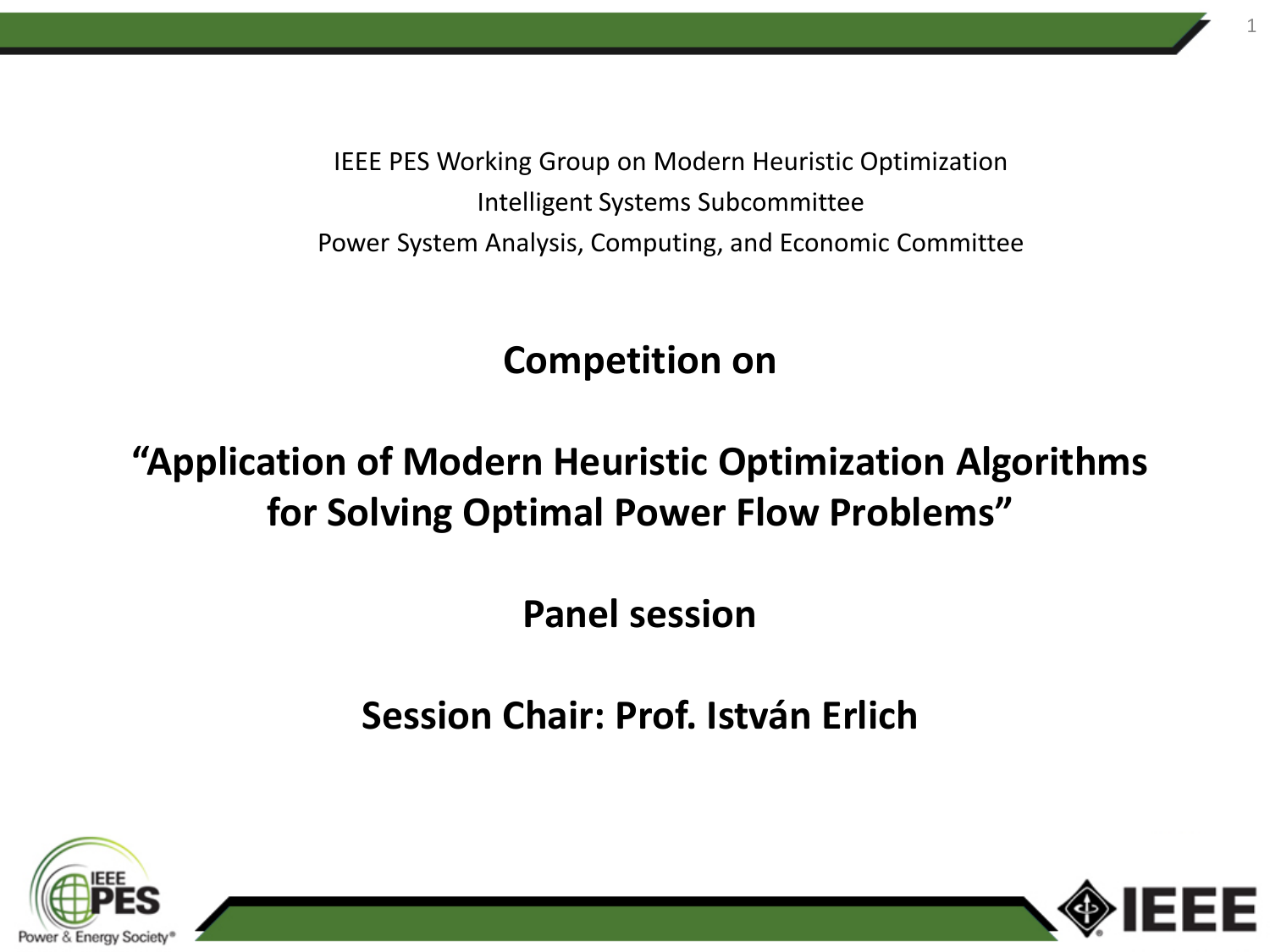IEEE PES Working Group on Modern Heuristic Optimization

Intelligent Systems Subcommittee

Power System Analysis, Computing, and Economic Committee

# Competition on

# "Application of Modern Heuristic Optimization Algorithms for Solving Optimal Power Flow Problems"

## Panel session

## Session Chair: Prof. István Erlich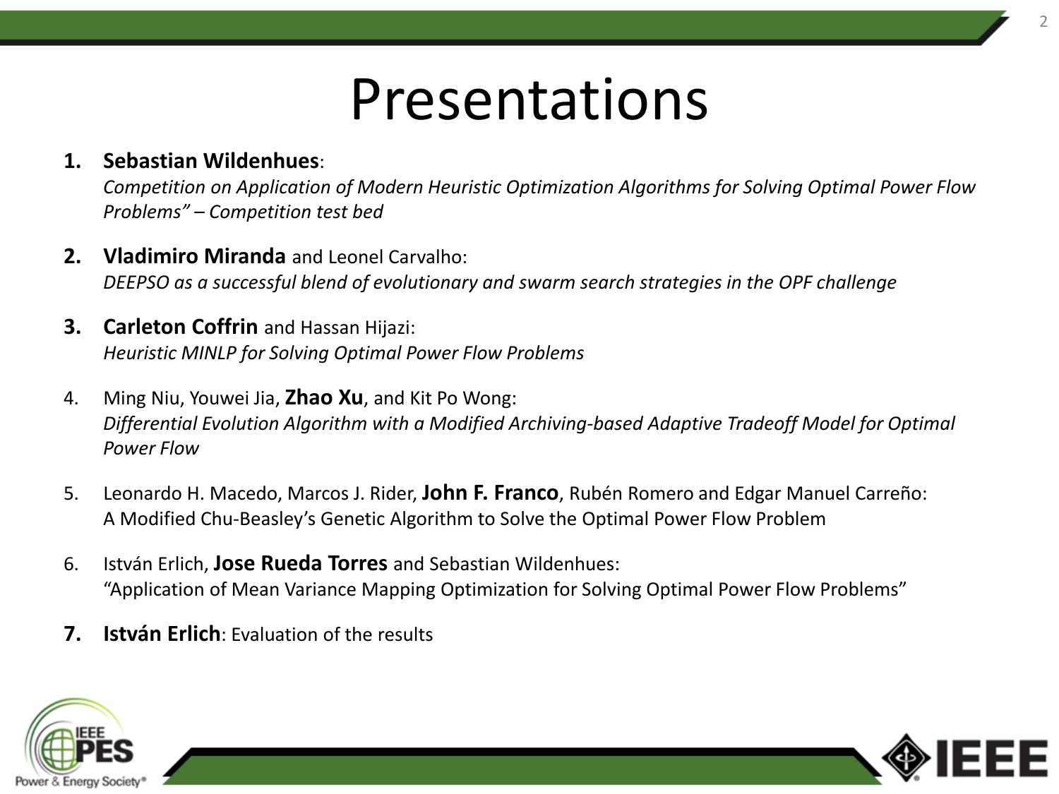# Presentations

1. **Sebastian Wildenhues**:
   *Competition on Application of Modern Heuristic Optimization Algorithms for Solving Optimal Power Flow Problems" – Competition test bed*

2. **Vladimiro Miranda** and Leonel Carvalho:
   *DEEPSO as a successful blend of evolutionary and swarm search strategies in the OPF challenge*

3. **Carleton Coffrin** and Hassan Hijazi:
   *Heuristic MINLP for Solving Optimal Power Flow Problems*

4. Ming Niu, Youwei Jia, **Zhao Xu**, and Kit Po Wong:
   *Differential Evolution Algorithm with a Modified Archiving-based Adaptive Tradeoff Model for Optimal Power Flow*

5. Leonardo H. Macedo, Marcos J. Rider, **John F. Franco**, Rubén Romero and Edgar Manuel Carreño:
   A Modified Chu-Beasley's Genetic Algorithm to Solve the Optimal Power Flow Problem

6. István Erlich, **Jose Rueda Torres** and Sebastian Wildenhues:
   "Application of Mean Variance Mapping Optimization for Solving Optimal Power Flow Problems"

7. **István Erlich**: Evaluation of the results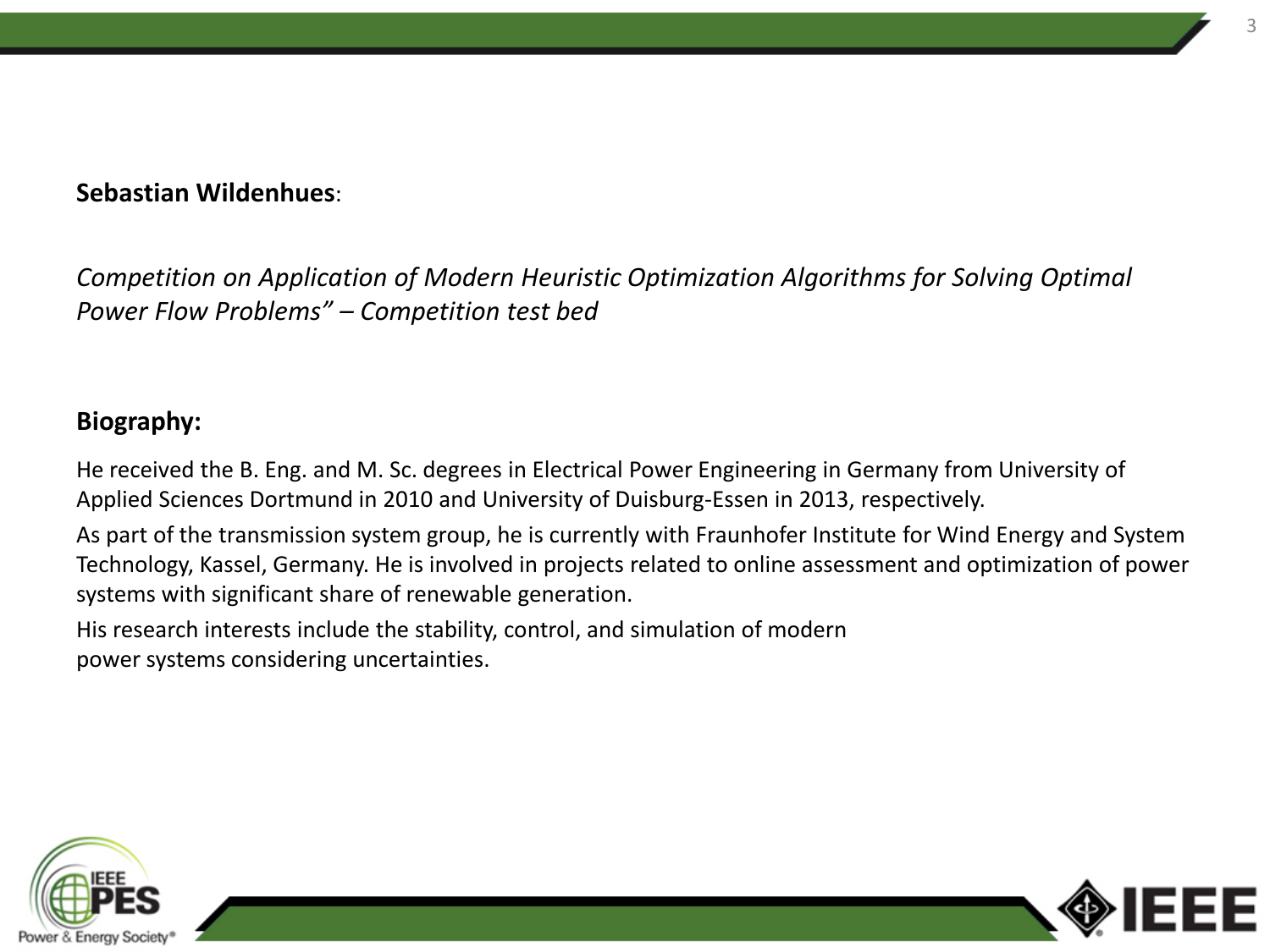**Sebastian Wildenhues**:

*Competition on Application of Modern Heuristic Optimization Algorithms for Solving Optimal Power Flow Problems" – Competition test bed*

**Biography:**

He received the B. Eng. and M. Sc. degrees in Electrical Power Engineering in Germany from University of Applied Sciences Dortmund in 2010 and University of Duisburg-Essen in 2013, respectively.

As part of the transmission system group, he is currently with Fraunhofer Institute for Wind Energy and System Technology, Kassel, Germany. He is involved in projects related to online assessment and optimization of power systems with significant share of renewable generation.

His research interests include the stability, control, and simulation of modern power systems considering uncertainties.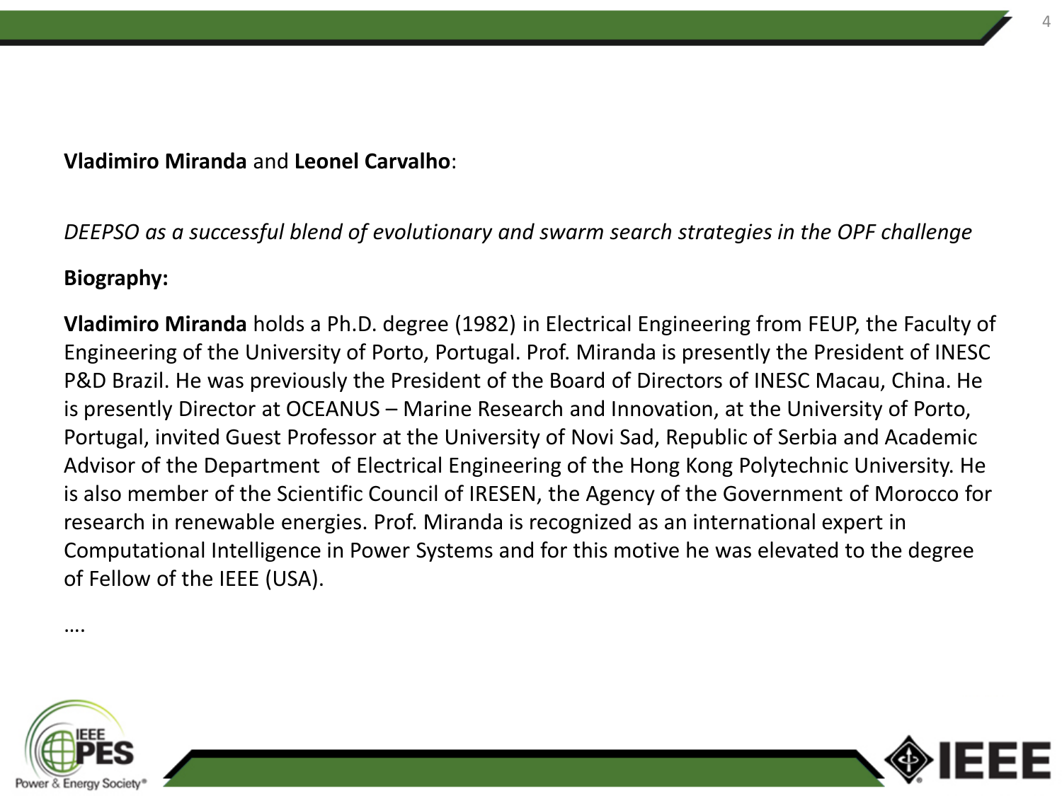**Vladimiro Miranda** and **Leonel Carvalho**:

*DEEPSO as a successful blend of evolutionary and swarm search strategies in the OPF challenge*

**Biography:**

**Vladimiro Miranda** holds a Ph.D. degree (1982) in Electrical Engineering from FEUP, the Faculty of Engineering of the University of Porto, Portugal. Prof. Miranda is presently the President of INESC P&D Brazil. He was previously the President of the Board of Directors of INESC Macau, China. He is presently Director at OCEANUS – Marine Research and Innovation, at the University of Porto, Portugal, invited Guest Professor at the University of Novi Sad, Republic of Serbia and Academic Advisor of the Department of Electrical Engineering of the Hong Kong Polytechnic University. He is also member of the Scientific Council of IRESEN, the Agency of the Government of Morocco for research in renewable energies. Prof. Miranda is recognized as an international expert in Computational Intelligence in Power Systems and for this motive he was elevated to the degree of Fellow of the IEEE (USA).

….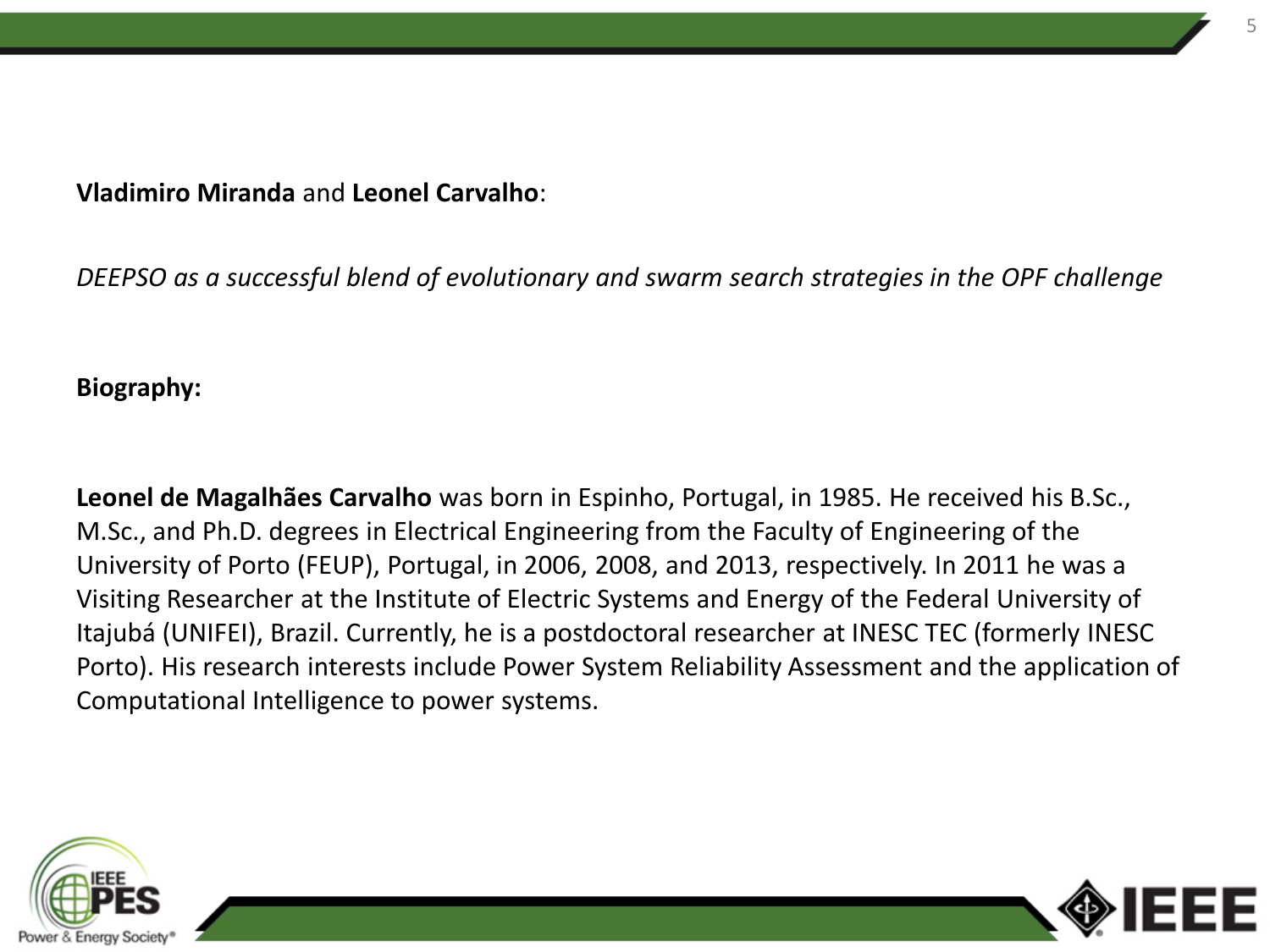**Vladimiro Miranda** and **Leonel Carvalho**:

*DEEPSO as a successful blend of evolutionary and swarm search strategies in the OPF challenge*

**Biography:**

**Leonel de Magalhães Carvalho** was born in Espinho, Portugal, in 1985. He received his B.Sc., M.Sc., and Ph.D. degrees in Electrical Engineering from the Faculty of Engineering of the University of Porto (FEUP), Portugal, in 2006, 2008, and 2013, respectively. In 2011 he was a Visiting Researcher at the Institute of Electric Systems and Energy of the Federal University of Itajubá (UNIFEI), Brazil. Currently, he is a postdoctoral researcher at INESC TEC (formerly INESC Porto). His research interests include Power System Reliability Assessment and the application of Computational Intelligence to power systems.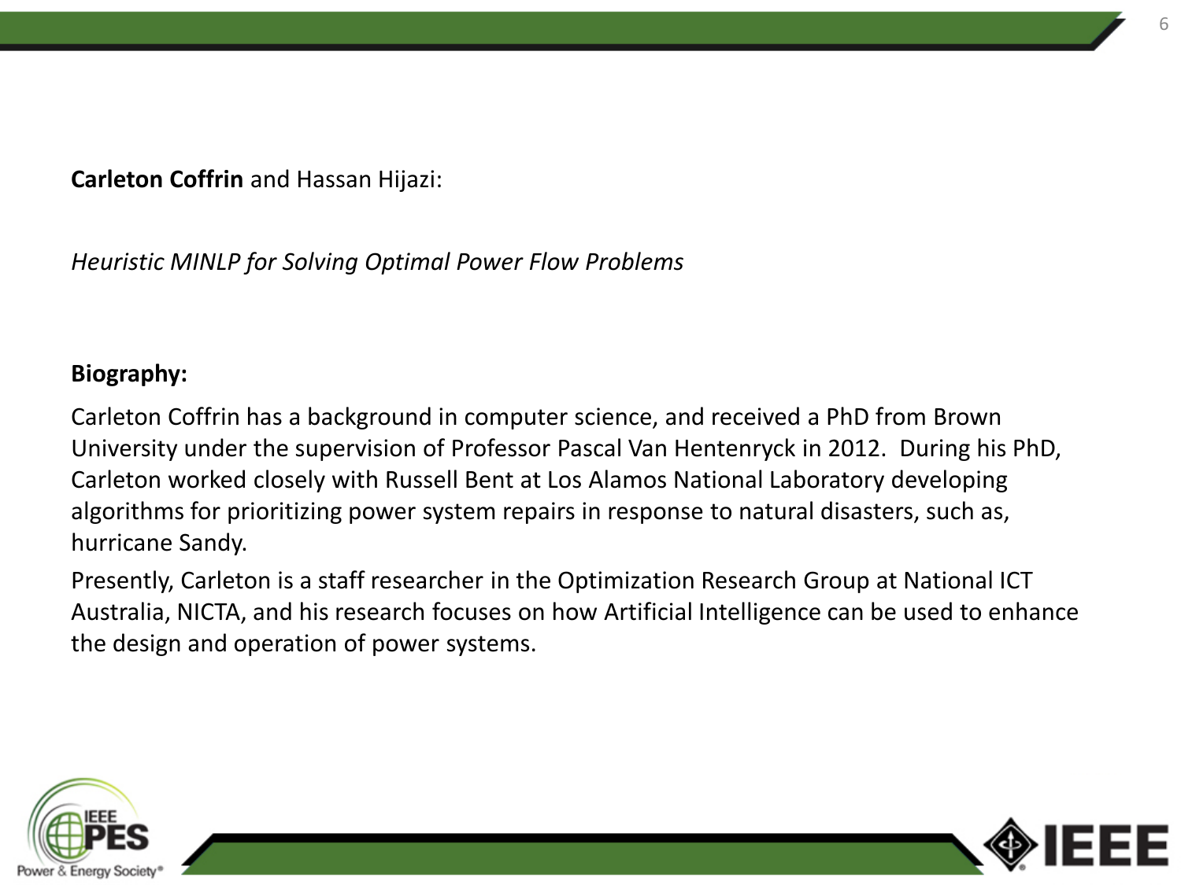**Carleton Coffrin** and Hassan Hijazi:

*Heuristic MINLP for Solving Optimal Power Flow Problems*

**Biography:**

Carleton Coffrin has a background in computer science, and received a PhD from Brown University under the supervision of Professor Pascal Van Hentenryck in 2012. During his PhD, Carleton worked closely with Russell Bent at Los Alamos National Laboratory developing algorithms for prioritizing power system repairs in response to natural disasters, such as, hurricane Sandy.

Presently, Carleton is a staff researcher in the Optimization Research Group at National ICT Australia, NICTA, and his research focuses on how Artificial Intelligence can be used to enhance the design and operation of power systems.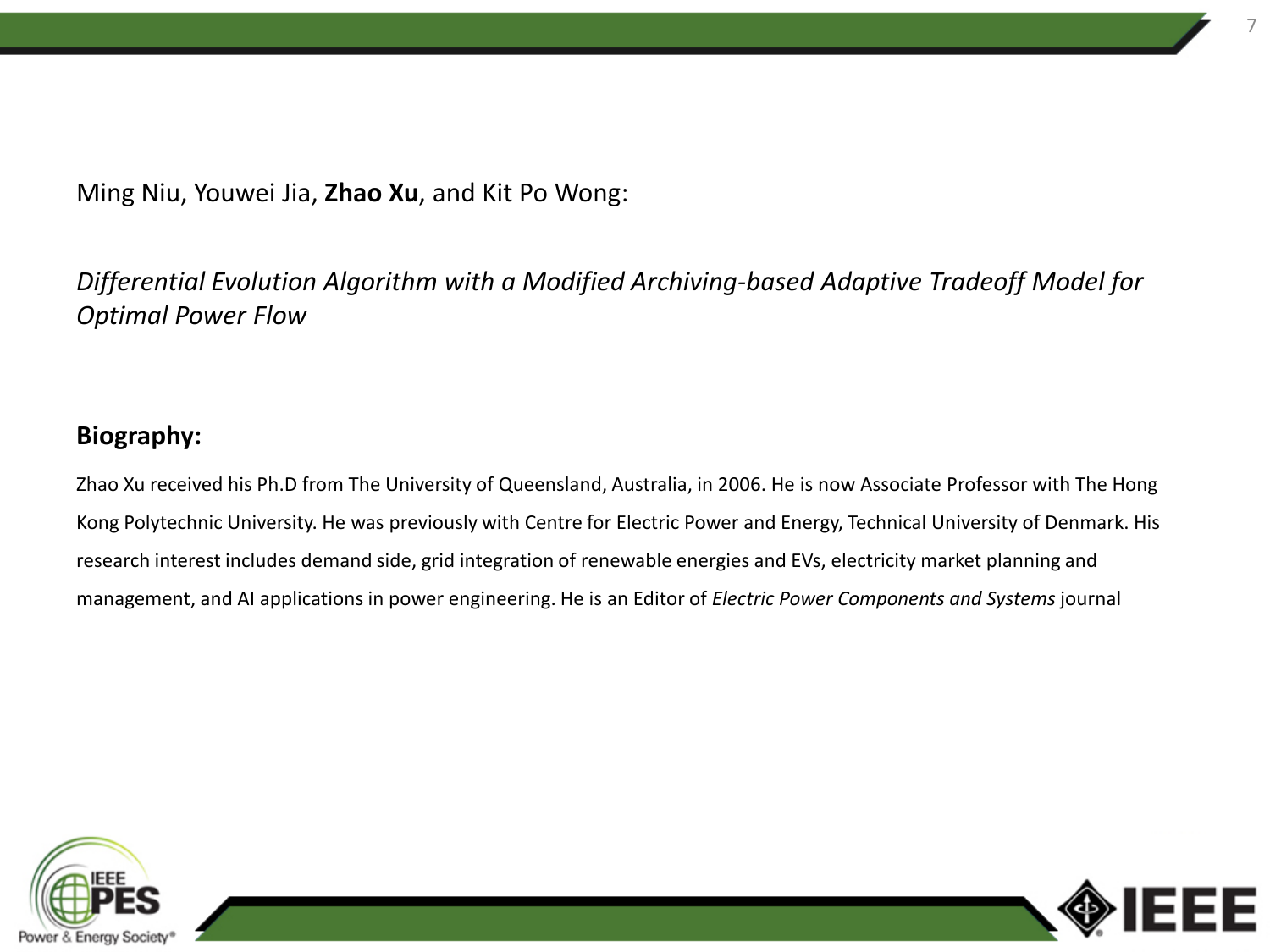Ming Niu, Youwei Jia, **Zhao Xu**, and Kit Po Wong:

*Differential Evolution Algorithm with a Modified Archiving-based Adaptive Tradeoff Model for Optimal Power Flow*

**Biography:**

Zhao Xu received his Ph.D from The University of Queensland, Australia, in 2006. He is now Associate Professor with The Hong Kong Polytechnic University. He was previously with Centre for Electric Power and Energy, Technical University of Denmark. His research interest includes demand side, grid integration of renewable energies and EVs, electricity market planning and management, and AI applications in power engineering. He is an Editor of *Electric Power Components and Systems* journal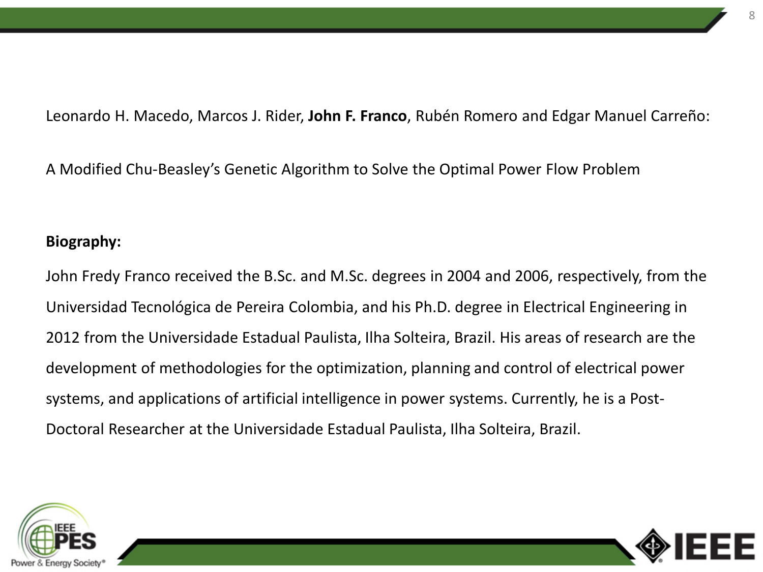Leonardo H. Macedo, Marcos J. Rider, **John F. Franco**, Rubén Romero and Edgar Manuel Carreño:

A Modified Chu-Beasley's Genetic Algorithm to Solve the Optimal Power Flow Problem

**Biography:**

John Fredy Franco received the B.Sc. and M.Sc. degrees in 2004 and 2006, respectively, from the Universidad Tecnológica de Pereira Colombia, and his Ph.D. degree in Electrical Engineering in 2012 from the Universidade Estadual Paulista, Ilha Solteira, Brazil. His areas of research are the development of methodologies for the optimization, planning and control of electrical power systems, and applications of artificial intelligence in power systems. Currently, he is a Post-Doctoral Researcher at the Universidade Estadual Paulista, Ilha Solteira, Brazil.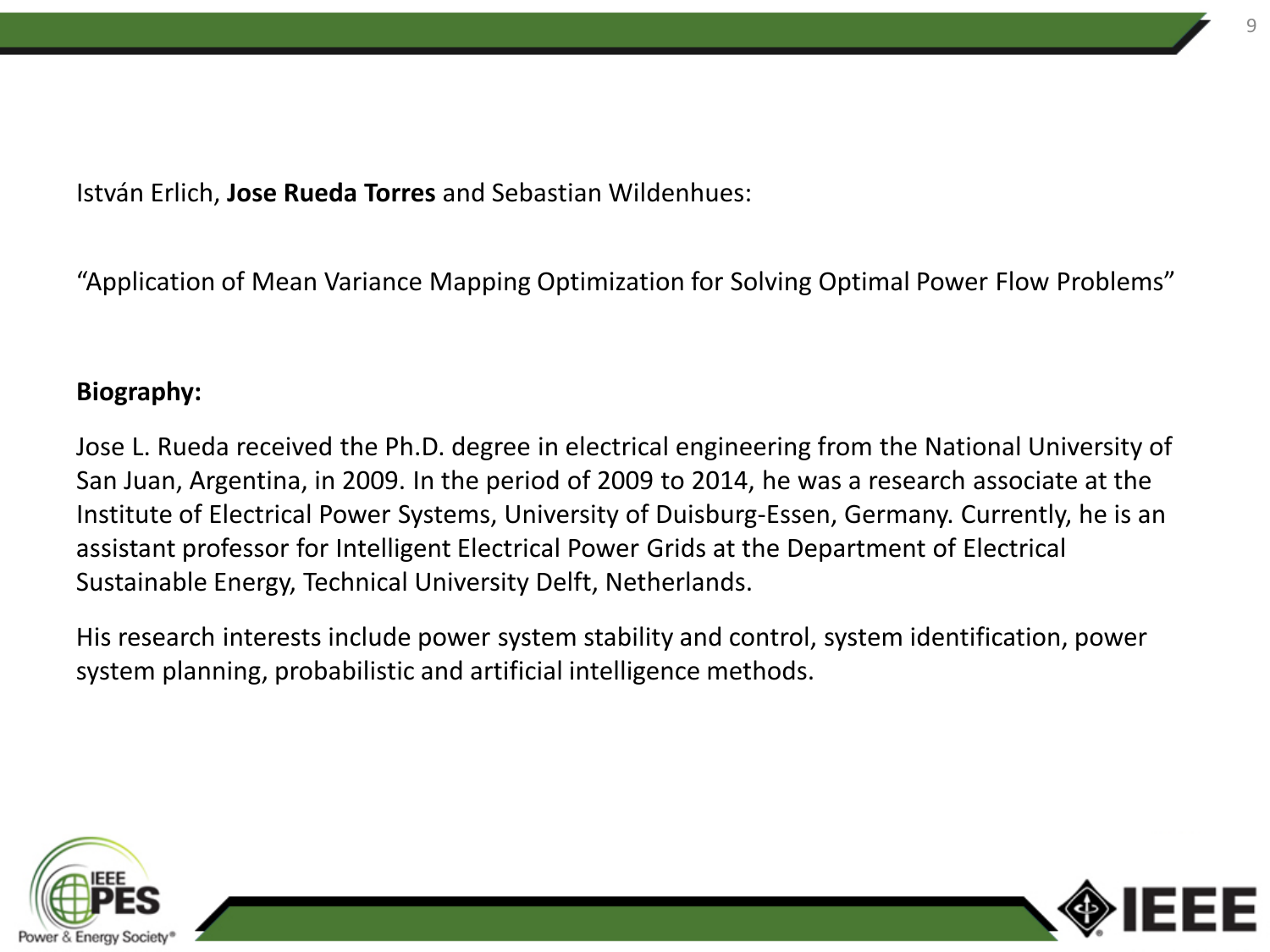István Erlich, **Jose Rueda Torres** and Sebastian Wildenhues:

“Application of Mean Variance Mapping Optimization for Solving Optimal Power Flow Problems”

**Biography:**

Jose L. Rueda received the Ph.D. degree in electrical engineering from the National University of San Juan, Argentina, in 2009. In the period of 2009 to 2014, he was a research associate at the Institute of Electrical Power Systems, University of Duisburg-Essen, Germany. Currently, he is an assistant professor for Intelligent Electrical Power Grids at the Department of Electrical Sustainable Energy, Technical University Delft, Netherlands.

His research interests include power system stability and control, system identification, power system planning, probabilistic and artificial intelligence methods.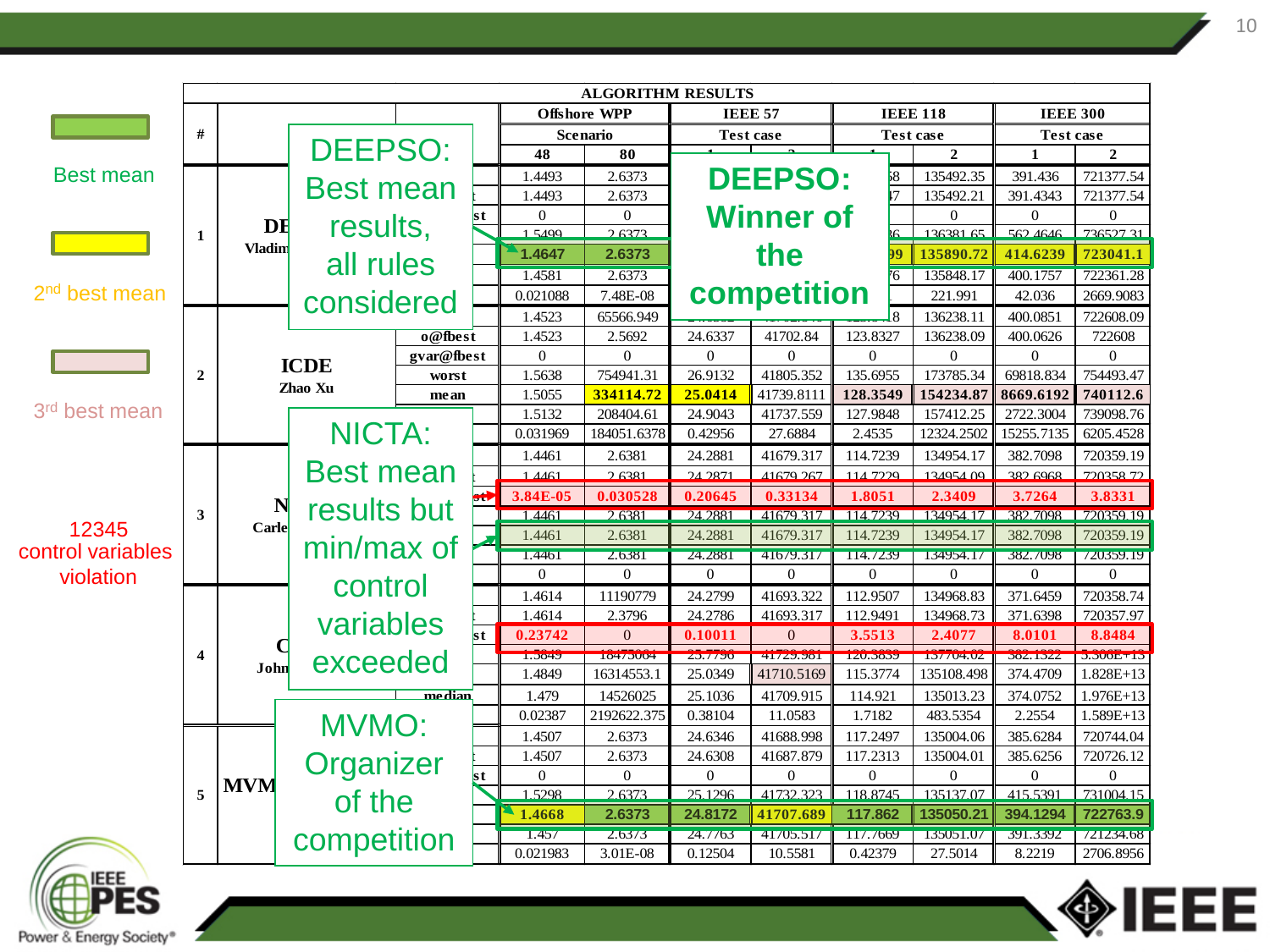Best mean

2nd best mean

3rd best mean

12345 control variables violation

DEEPSO: Best mean results, all rules considered

DEEPSO: Winner of the competition

NICTA: Best mean results but min/max of control variables exceeded

MVMO: Organizer of the competition

| ALGORITHM RESULTS | | | | | | | | | | |
|---|---|---|---|---|---|---|---|---|---|---|
| # | | | Offshore WPP | | IEEE 57 | | IEEE 118 | | IEEE 300 | |
| | | | Scenario | | Test case | | Test case | | Test case | |
| | | | 48 | 80 | 1 | 2 | 1 | 2 | 1 | 2 |
| 1 | DE Vladim | | 1.4493 | 2.6373 | | | ...58 | 135492.35 | 391.436 | 721377.54 |
| | | ...t | 1.4493 | 2.6373 | | | ...47 | 135492.21 | 391.4343 | 721377.54 |
| | | ...st | 0 | 0 | | | | 0 | 0 | 0 |
| | | | 1.5499 | 2.6373 | | | ...36 | 136381.65 | 562.4646 | 736527.31 |
| | | | **1.4647** | **2.6373** | | | ...99 | **135890.72** | **414.6239** | **723041.1** |
| | | | 1.4581 | 2.6373 | | | ...76 | 135848.17 | 400.1757 | 722361.28 |
| | | | 0.021088 | 7.48E-08 | | | | 221.991 | 42.036 | 2669.9083 |
| 2 | ICDE Zhao Xu | | 1.4523 | 65566.949 | | | ...18 | 136238.11 | 400.0851 | 722608.09 |
| | | o@fbest | 1.4523 | 2.5692 | 24.6337 | 41702.84 | 123.8327 | 136238.09 | 400.0626 | 722608 |
| | | gvar@fbest | 0 | 0 | 0 | 0 | 0 | 0 | 0 | 0 |
| | | worst | 1.5638 | 754941.31 | 26.9132 | 41805.352 | 135.6955 | 173785.34 | 69818.834 | 754493.47 |
| | | mean | 1.5055 | **334114.72** | **25.0414** | 41739.8111 | **128.3549** | **154234.87** | **8669.6192** | **740112.6** |
| | | | 1.5132 | 208404.61 | 24.9043 | 41737.559 | 127.9848 | 157412.25 | 2722.3004 | 739098.76 |
| | | | 0.031969 | 184051.6378 | 0.42956 | 27.6884 | 2.4535 | 12324.2502 | 15255.7135 | 6205.4528 |
| 3 | N Carle | | 1.4461 | 2.6381 | 24.2881 | 41679.317 | 114.7239 | 134954.17 | 382.7098 | 720359.19 |
| | | ...t | 1.4461 | 2.6381 | 24.2871 | 41679.267 | 114.7229 | 134954.09 | 382.6968 | 720358.72 |
| | | ...st | **3.84E-05** | **0.030528** | **0.20645** | **0.33134** | **1.8051** | **2.3409** | **3.7264** | **3.8331** |
| | | | 1.4461 | 2.6381 | 24.2881 | 41679.317 | 114.7239 | 134954.17 | 382.7098 | 720359.19 |
| | | | 1.4461 | 2.6381 | 24.2881 | 41679.317 | 114.7239 | 134954.17 | 382.7098 | 720359.19 |
| | | | 1.4461 | 2.6381 | 24.2881 | 41679.317 | 114.7239 | 134954.17 | 382.7098 | 720359.19 |
| | | | 0 | 0 | 0 | 0 | 0 | 0 | 0 | 0 |
| 4 | C John | | 1.4614 | 11190779 | 24.2799 | 41693.322 | 112.9507 | 134968.83 | 371.6459 | 720358.74 |
| | | ...t | 1.4614 | 2.3796 | 24.2786 | 41693.317 | 112.9491 | 134968.73 | 371.6398 | 720357.97 |
| | | ...st | **0.23742** | 0 | **0.10011** | 0 | **3.5513** | **2.4077** | **8.0101** | **8.8484** |
| | | | 1.5849 | 18473064 | 25.7796 | 41729.981 | 120.5859 | 137704.02 | 382.1322 | 3.586E+13 |
| | | | 1.4849 | 16314553.1 | 25.0349 | 41710.5169 | 115.3774 | 135108.498 | 374.4709 | 1.828E+13 |
| | | median | 1.479 | 14526025 | 25.1036 | 41709.915 | 114.921 | 135013.23 | 374.0752 | 1.976E+13 |
| | | | 0.02387 | 2192622.375 | 0.38104 | 11.0583 | 1.7182 | 483.5354 | 2.2554 | 1.589E+13 |
| 5 | MVM | | 1.4507 | 2.6373 | 24.6346 | 41688.998 | 117.2497 | 135004.06 | 385.6284 | 720744.04 |
| | | ...t | 1.4507 | 2.6373 | 24.6308 | 41687.879 | 117.2313 | 135004.01 | 385.6256 | 720726.12 |
| | | ...st | 0 | 0 | 0 | 0 | 0 | 0 | 0 | 0 |
| | | | 1.5298 | 2.6373 | 25.1296 | 41732.323 | 118.8745 | 135137.07 | 415.5391 | 731004.15 |
| | | | **1.4668** | **2.6373** | **24.8172** | **41707.689** | **117.862** | **135050.21** | **394.1294** | **722763.9** |
| | | | 1.457 | 2.6373 | 24.7763 | 41705.517 | 117.7669 | 135051.07 | 391.3392 | 721234.68 |
| | | | 0.021983 | 3.01E-08 | 0.12504 | 10.5581 | 0.42379 | 27.5014 | 8.2219 | 2706.8956 |